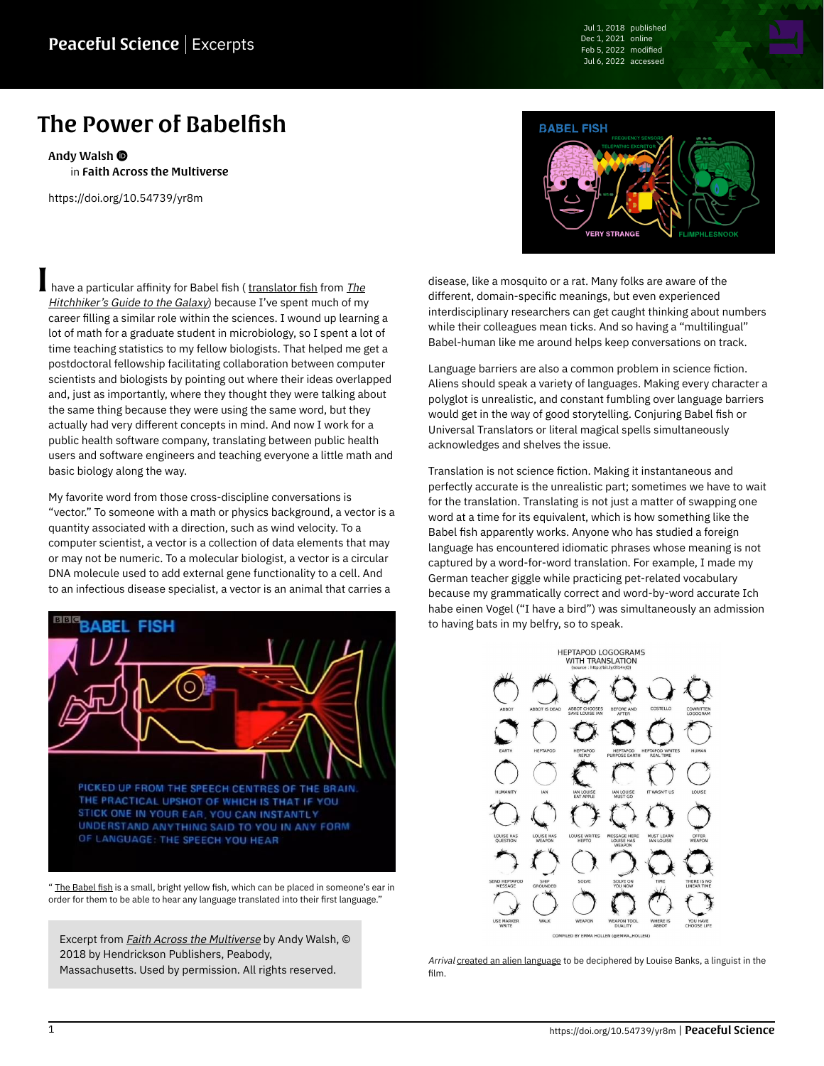# The Power of Babelfish

**Andy Walsh**
in **Faith Across the Multiverse**

https://doi.org/10.54739/yr8m

I have a particular affinity for Babel fish ( translator fish from *The Hitchhiker's Guide to the Galaxy*) because I've spent much of my career filling a similar role within the sciences. I wound up learning a lot of math for a graduate student in microbiology, so I spent a lot of time teaching statistics to my fellow biologists. That helped me get a postdoctoral fellowship facilitating collaboration between computer scientists and biologists by pointing out where their ideas overlapped and, just as importantly, where they thought they were talking about the same thing because they were using the same word, but they actually had very different concepts in mind. And now I work for a public health software company, translating between public health users and software engineers and teaching everyone a little math and basic biology along the way.

My favorite word from those cross-discipline conversations is "vector." To someone with a math or physics background, a vector is a quantity associated with a direction, such as wind velocity. To a computer scientist, a vector is a collection of data elements that may or may not be numeric. To a molecular biologist, a vector is a circular DNA molecule used to add external gene functionality to a cell. And to an infectious disease specialist, a vector is an animal that carries a disease, like a mosquito or a rat. Many folks are aware of the different, domain-specific meanings, but even experienced interdisciplinary researchers can get caught thinking about numbers while their colleagues mean ticks. And so having a "multilingual" Babel-human like me around helps keep conversations on track.

" The Babel fish is a small, bright yellow fish, which can be placed in someone's ear in order for them to be able to hear any language translated into their first language."

> Excerpt from *Faith Across the Multiverse* by Andy Walsh, © 2018 by Hendrickson Publishers, Peabody, Massachusetts. Used by permission. All rights reserved.

Language barriers are also a common problem in science fiction. Aliens should speak a variety of languages. Making every character a polyglot is unrealistic, and constant fumbling over language barriers would get in the way of good storytelling. Conjuring Babel fish or Universal Translators or literal magical spells simultaneously acknowledges and shelves the issue.

Translation is not science fiction. Making it instantaneous and perfectly accurate is the unrealistic part; sometimes we have to wait for the translation. Translating is not just a matter of swapping one word at a time for its equivalent, which is how something like the Babel fish apparently works. Anyone who has studied a foreign language has encountered idiomatic phrases whose meaning is not captured by a word-for-word translation. For example, I made my German teacher giggle while practicing pet-related vocabulary because my grammatically correct and word-by-word accurate Ich habe einen Vogel ("I have a bird") was simultaneously an admission to having bats in my belfry, so to speak.

*Arrival* created an alien language to be deciphered by Louise Banks, a linguist in the film.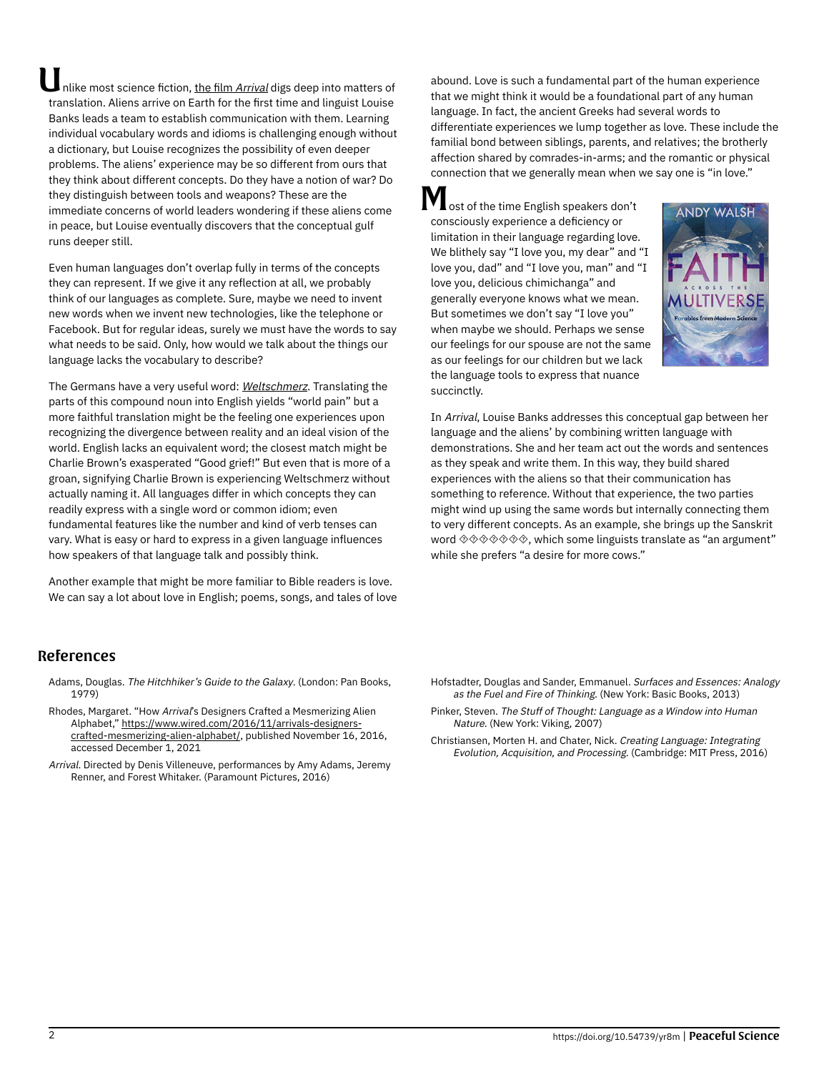Unlike most science fiction, the film *Arrival* digs deep into matters of translation. Aliens arrive on Earth for the first time and linguist Louise Banks leads a team to establish communication with them. Learning individual vocabulary words and idioms is challenging enough without a dictionary, but Louise recognizes the possibility of even deeper problems. The aliens' experience may be so different from ours that they think about different concepts. Do they have a notion of war? Do they distinguish between tools and weapons? These are the immediate concerns of world leaders wondering if these aliens come in peace, but Louise eventually discovers that the conceptual gulf runs deeper still.

Even human languages don't overlap fully in terms of the concepts they can represent. If we give it any reflection at all, we probably think of our languages as complete. Sure, maybe we need to invent new words when we invent new technologies, like the telephone or Facebook. But for regular ideas, surely we must have the words to say what needs to be said. Only, how would we talk about the things our language lacks the vocabulary to describe?

The Germans have a very useful word: *Weltschmerz*. Translating the parts of this compound noun into English yields "world pain" but a more faithful translation might be the feeling one experiences upon recognizing the divergence between reality and an ideal vision of the world. English lacks an equivalent word; the closest match might be Charlie Brown's exasperated "Good grief!" But even that is more of a groan, signifying Charlie Brown is experiencing Weltschmerz without actually naming it. All languages differ in which concepts they can readily express with a single word or common idiom; even fundamental features like the number and kind of verb tenses can vary. What is easy or hard to express in a given language influences how speakers of that language talk and possibly think.

Another example that might be more familiar to Bible readers is love. We can say a lot about love in English; poems, songs, and tales of love abound. Love is such a fundamental part of the human experience that we might think it would be a foundational part of any human language. In fact, the ancient Greeks had several words to differentiate experiences we lump together as love. These include the familial bond between siblings, parents, and relatives; the brotherly affection shared by comrades-in-arms; and the romantic or physical connection that we generally mean when we say one is "in love."

Most of the time English speakers don't consciously experience a deficiency or limitation in their language regarding love. We blithely say "I love you, my dear" and "I love you, dad" and "I love you, man" and "I love you, delicious chimichanga" and generally everyone knows what we mean. But sometimes we don't say "I love you" when maybe we should. Perhaps we sense our feelings for our spouse are not the same as our feelings for our children but we lack the language tools to express that nuance succinctly.

In *Arrival*, Louise Banks addresses this conceptual gap between her language and the aliens' by combining written language with demonstrations. She and her team act out the words and sentences as they speak and write them. In this way, they build shared experiences with the aliens so that their communication has something to reference. Without that experience, the two parties might wind up using the same words but internally connecting them to very different concepts. As an example, she brings up the Sanskrit word �������, which some linguists translate as "an argument" while she prefers "a desire for more cows."

## References

Adams, Douglas. *The Hitchhiker's Guide to the Galaxy*. (London: Pan Books, 1979)

Rhodes, Margaret. "How *Arrival*'s Designers Crafted a Mesmerizing Alien Alphabet," https://www.wired.com/2016/11/arrivals-designers-crafted-mesmerizing-alien-alphabet/, published November 16, 2016, accessed December 1, 2021

*Arrival*. Directed by Denis Villeneuve, performances by Amy Adams, Jeremy Renner, and Forest Whitaker. (Paramount Pictures, 2016)

Hofstadter, Douglas and Sander, Emmanuel. *Surfaces and Essences: Analogy as the Fuel and Fire of Thinking*. (New York: Basic Books, 2013)

Pinker, Steven. *The Stuff of Thought: Language as a Window into Human Nature*. (New York: Viking, 2007)

Christiansen, Morten H. and Chater, Nick. *Creating Language: Integrating Evolution, Acquisition, and Processing*. (Cambridge: MIT Press, 2016)